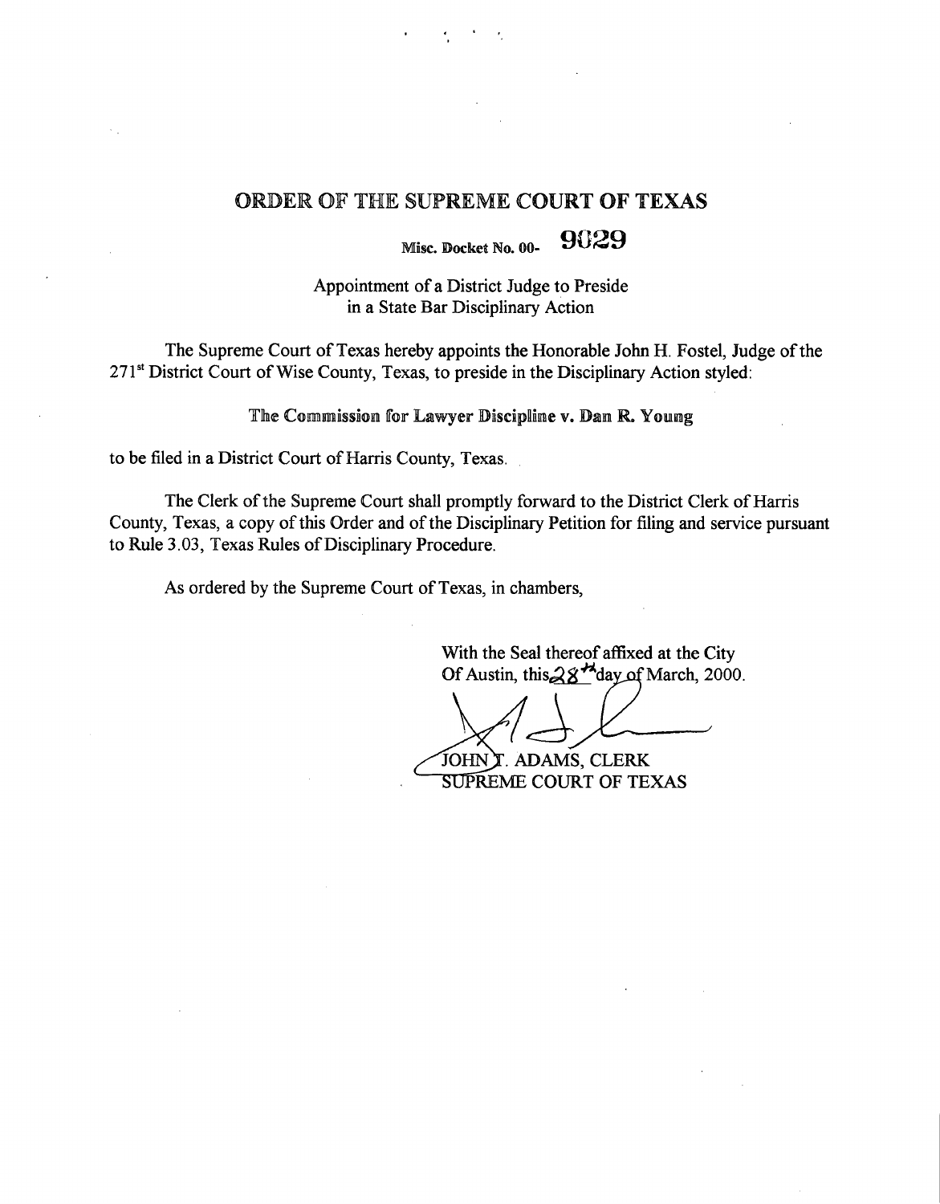# ORDER OF THE SUPREME COURT OF TEXAS

**Misc. Docket No. 00- 9029**

Appointment of a District Judge to Preside
in a State Bar Disciplinary Action

The Supreme Court of Texas hereby appoints the Honorable John H. Fostel, Judge of the 271st District Court of Wise County, Texas, to preside in the Disciplinary Action styled:

**The Commission for Lawyer Discipline v. Dan R. Young**

to be filed in a District Court of Harris County, Texas.

The Clerk of the Supreme Court shall promptly forward to the District Clerk of Harris County, Texas, a copy of this Order and of the Disciplinary Petition for filing and service pursuant to Rule 3.03, Texas Rules of Disciplinary Procedure.

As ordered by the Supreme Court of Texas, in chambers,

With the Seal thereof affixed at the City Of Austin, this 28th day of March, 2000.

JOHN T. ADAMS, CLERK
SUPREME COURT OF TEXAS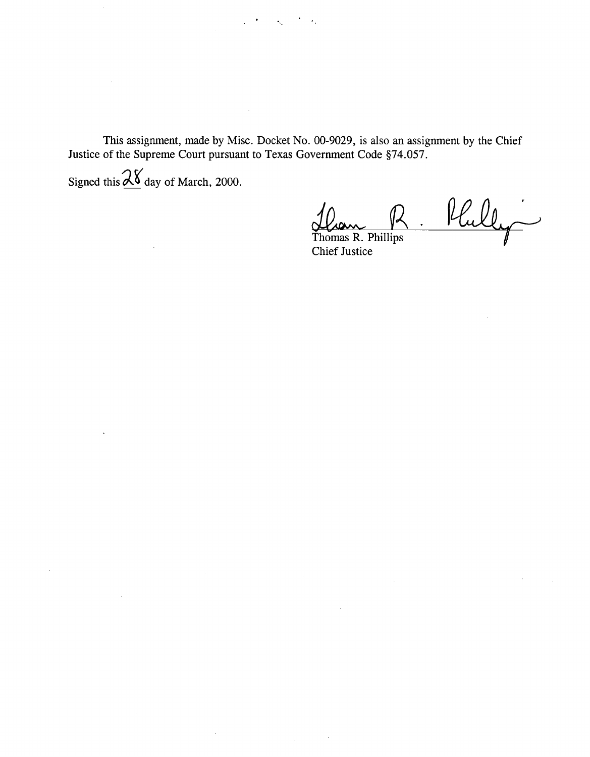This assignment, made by Misc. Docket No. 00-9029, is also an assignment by the Chief Justice of the Supreme Court pursuant to Texas Government Code §74.057.

Signed this 28 day of March, 2000.

Thomas R. Phillips
Chief Justice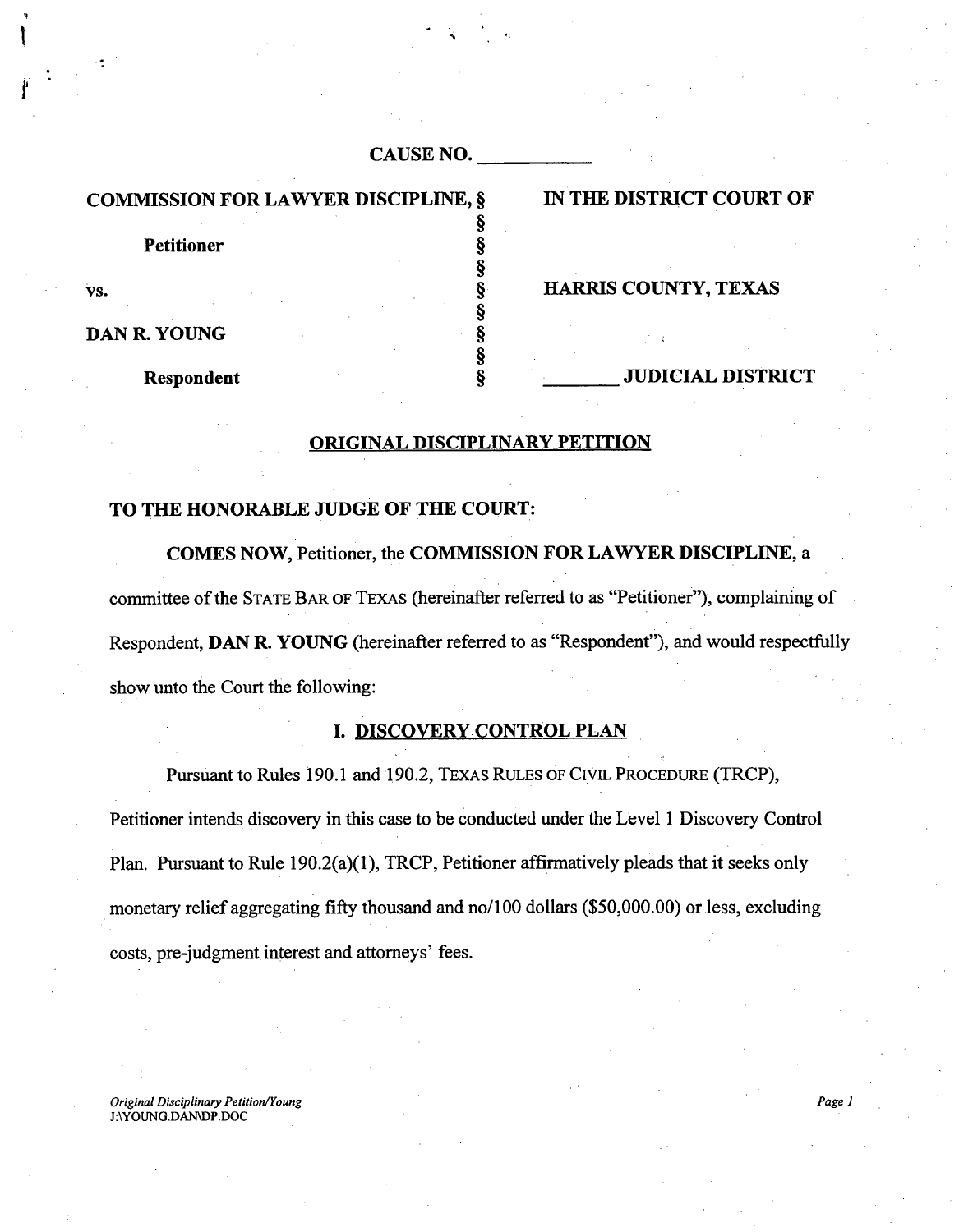CAUSE NO. ___________

| | | |
|---|---|---|
| **COMMISSION FOR LAWYER DISCIPLINE,** | § | **IN THE DISTRICT COURT OF** |
| **Petitioner** | § | |
| | § | |
| **vs.** | § | **HARRIS COUNTY, TEXAS** |
| | § | |
| **DAN R. YOUNG** | § | |
| | § | |
| **Respondent** | § | ________ **JUDICIAL DISTRICT** |

## ORIGINAL DISCIPLINARY PETITION

**TO THE HONORABLE JUDGE OF THE COURT:**

**COMES NOW,** Petitioner, the **COMMISSION FOR LAWYER DISCIPLINE,** a committee of the STATE BAR OF TEXAS (hereinafter referred to as "Petitioner"), complaining of Respondent, **DAN R. YOUNG** (hereinafter referred to as "Respondent"), and would respectfully show unto the Court the following:

### I. DISCOVERY CONTROL PLAN

Pursuant to Rules 190.1 and 190.2, TEXAS RULES OF CIVIL PROCEDURE (TRCP), Petitioner intends discovery in this case to be conducted under the Level 1 Discovery Control Plan. Pursuant to Rule 190.2(a)(1), TRCP, Petitioner affirmatively pleads that it seeks only monetary relief aggregating fifty thousand and no/100 dollars ($50,000.00) or less, excluding costs, pre-judgment interest and attorneys' fees.

*Original Disciplinary Petition/Young*
J:\YOUNG.DAN\DP.DOC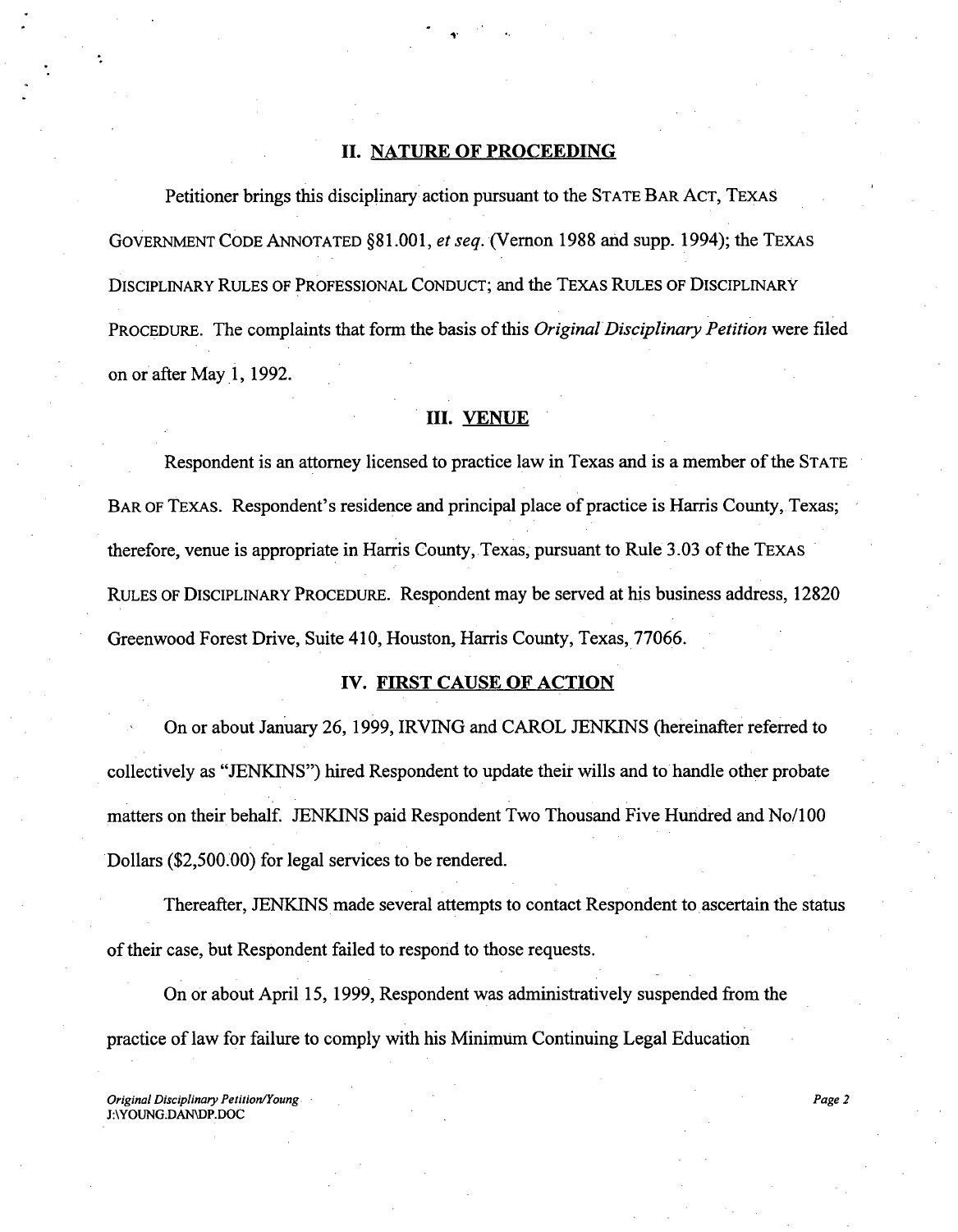## II. NATURE OF PROCEEDING

Petitioner brings this disciplinary action pursuant to the STATE BAR ACT, TEXAS GOVERNMENT CODE ANNOTATED §81.001, *et seq.* (Vernon 1988 and supp. 1994); the TEXAS DISCIPLINARY RULES OF PROFESSIONAL CONDUCT; and the TEXAS RULES OF DISCIPLINARY PROCEDURE. The complaints that form the basis of this *Original Disciplinary Petition* were filed on or after May 1, 1992.

## III. VENUE

Respondent is an attorney licensed to practice law in Texas and is a member of the STATE BAR OF TEXAS. Respondent's residence and principal place of practice is Harris County, Texas; therefore, venue is appropriate in Harris County, Texas, pursuant to Rule 3.03 of the TEXAS RULES OF DISCIPLINARY PROCEDURE. Respondent may be served at his business address, 12820 Greenwood Forest Drive, Suite 410, Houston, Harris County, Texas, 77066.

## IV. FIRST CAUSE OF ACTION

On or about January 26, 1999, IRVING and CAROL JENKINS (hereinafter referred to collectively as "JENKINS") hired Respondent to update their wills and to handle other probate matters on their behalf. JENKINS paid Respondent Two Thousand Five Hundred and No/100 Dollars ($2,500.00) for legal services to be rendered.

Thereafter, JENKINS made several attempts to contact Respondent to ascertain the status of their case, but Respondent failed to respond to those requests.

On or about April 15, 1999, Respondent was administratively suspended from the practice of law for failure to comply with his Minimum Continuing Legal Education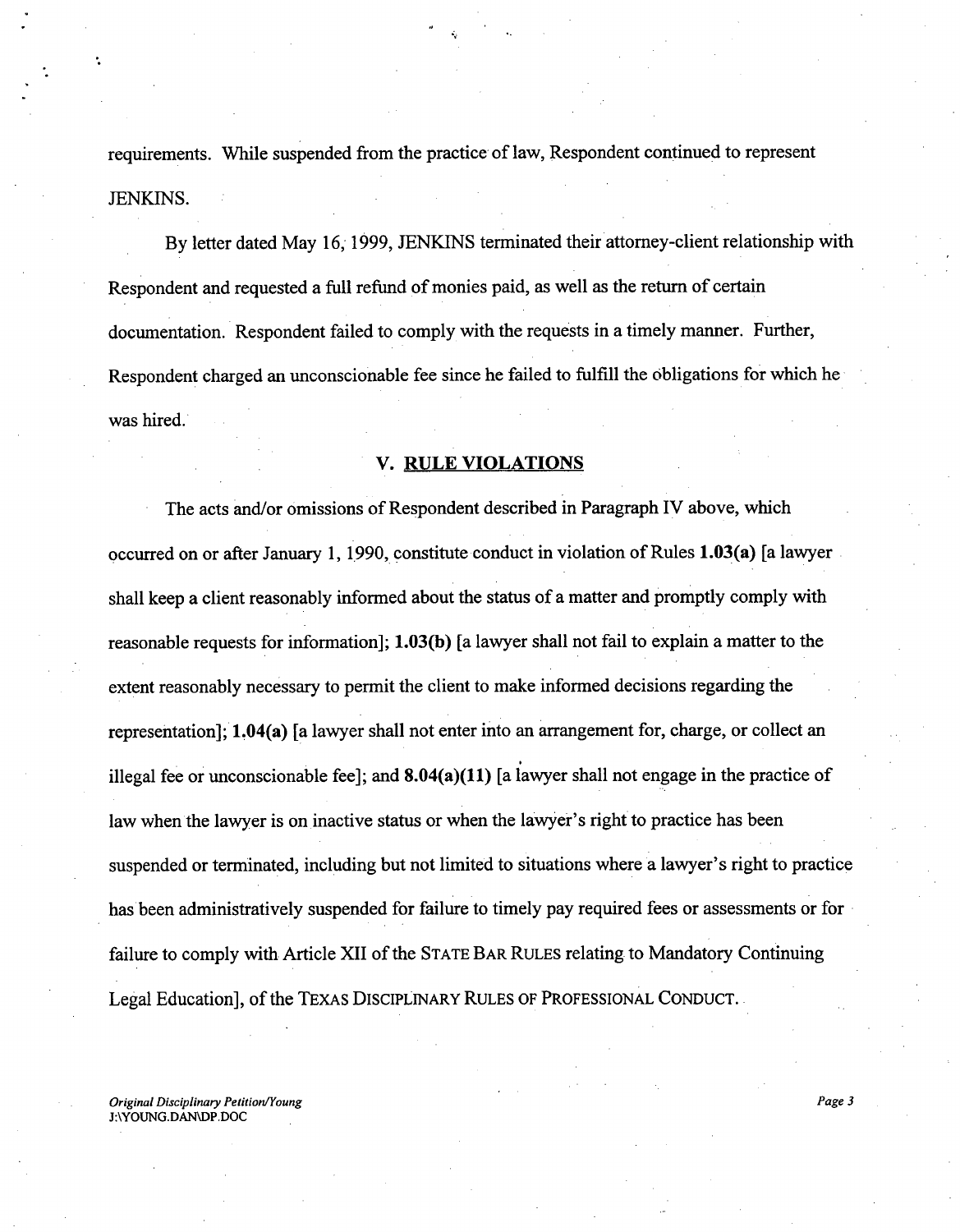requirements. While suspended from the practice of law, Respondent continued to represent JENKINS.

By letter dated May 16, 1999, JENKINS terminated their attorney-client relationship with Respondent and requested a full refund of monies paid, as well as the return of certain documentation. Respondent failed to comply with the requests in a timely manner. Further, Respondent charged an unconscionable fee since he failed to fulfill the obligations for which he was hired.

## V. RULE VIOLATIONS

The acts and/or omissions of Respondent described in Paragraph IV above, which occurred on or after January 1, 1990, constitute conduct in violation of Rules **1.03(a)** [a lawyer shall keep a client reasonably informed about the status of a matter and promptly comply with reasonable requests for information]; **1.03(b)** [a lawyer shall not fail to explain a matter to the extent reasonably necessary to permit the client to make informed decisions regarding the representation]; **1.04(a)** [a lawyer shall not enter into an arrangement for, charge, or collect an illegal fee or unconscionable fee]; and **8.04(a)(11)** [a lawyer shall not engage in the practice of law when the lawyer is on inactive status or when the lawyer's right to practice has been suspended or terminated, including but not limited to situations where a lawyer's right to practice has been administratively suspended for failure to timely pay required fees or assessments or for failure to comply with Article XII of the STATE BAR RULES relating to Mandatory Continuing Legal Education], of the TEXAS DISCIPLINARY RULES OF PROFESSIONAL CONDUCT.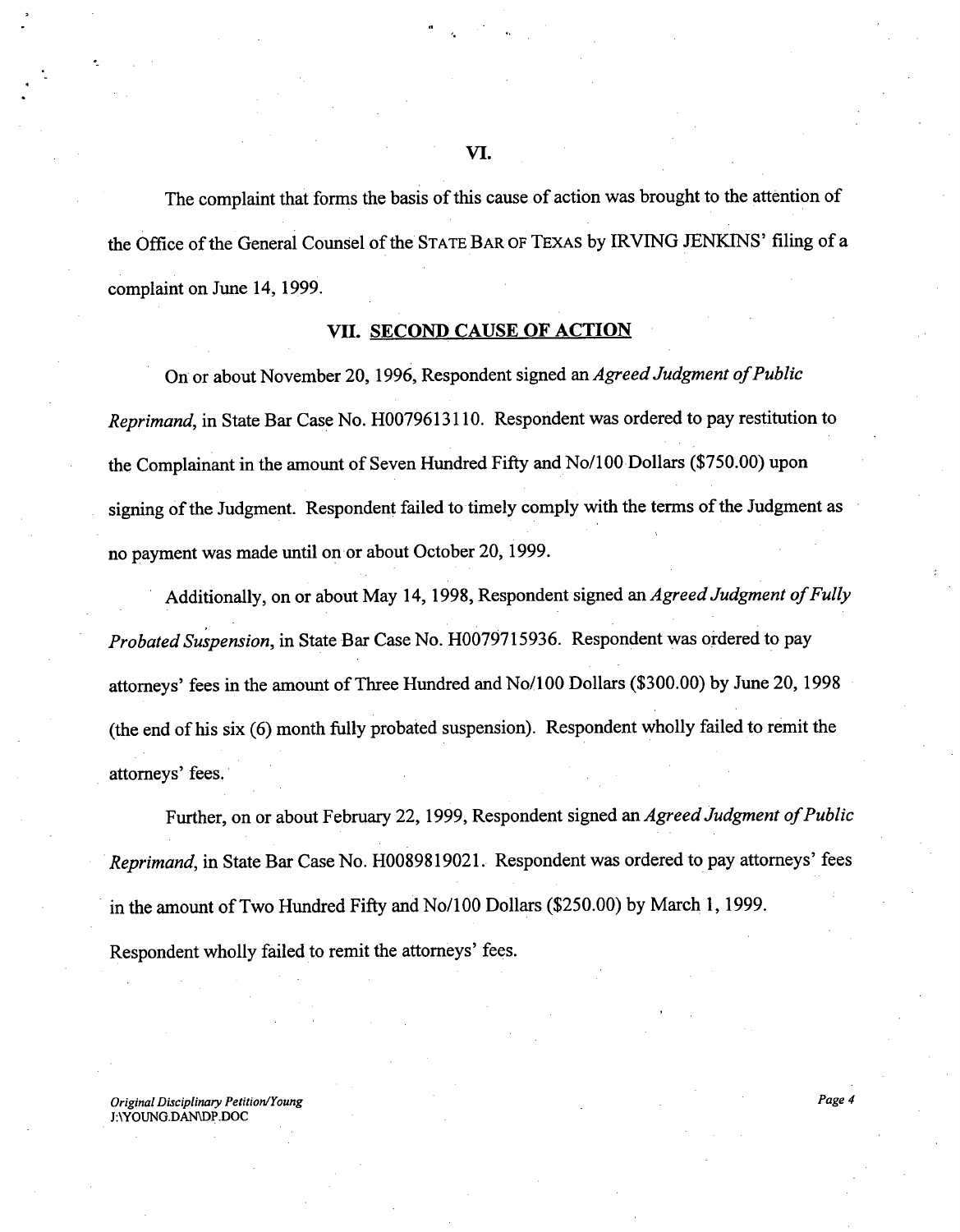## VI.

The complaint that forms the basis of this cause of action was brought to the attention of the Office of the General Counsel of the STATE BAR OF TEXAS by IRVING JENKINS' filing of a complaint on June 14, 1999.

## VII. <u>SECOND CAUSE OF ACTION</u>

On or about November 20, 1996, Respondent signed an *Agreed Judgment of Public Reprimand*, in State Bar Case No. H0079613110. Respondent was ordered to pay restitution to the Complainant in the amount of Seven Hundred Fifty and No/100 Dollars ($750.00) upon signing of the Judgment. Respondent failed to timely comply with the terms of the Judgment as no payment was made until on or about October 20, 1999.

Additionally, on or about May 14, 1998, Respondent signed an *Agreed Judgment of Fully Probated Suspension*, in State Bar Case No. H0079715936. Respondent was ordered to pay attorneys' fees in the amount of Three Hundred and No/100 Dollars ($300.00) by June 20, 1998 (the end of his six (6) month fully probated suspension). Respondent wholly failed to remit the attorneys' fees.

Further, on or about February 22, 1999, Respondent signed an *Agreed Judgment of Public Reprimand*, in State Bar Case No. H0089819021. Respondent was ordered to pay attorneys' fees in the amount of Two Hundred Fifty and No/100 Dollars ($250.00) by March 1, 1999. Respondent wholly failed to remit the attorneys' fees.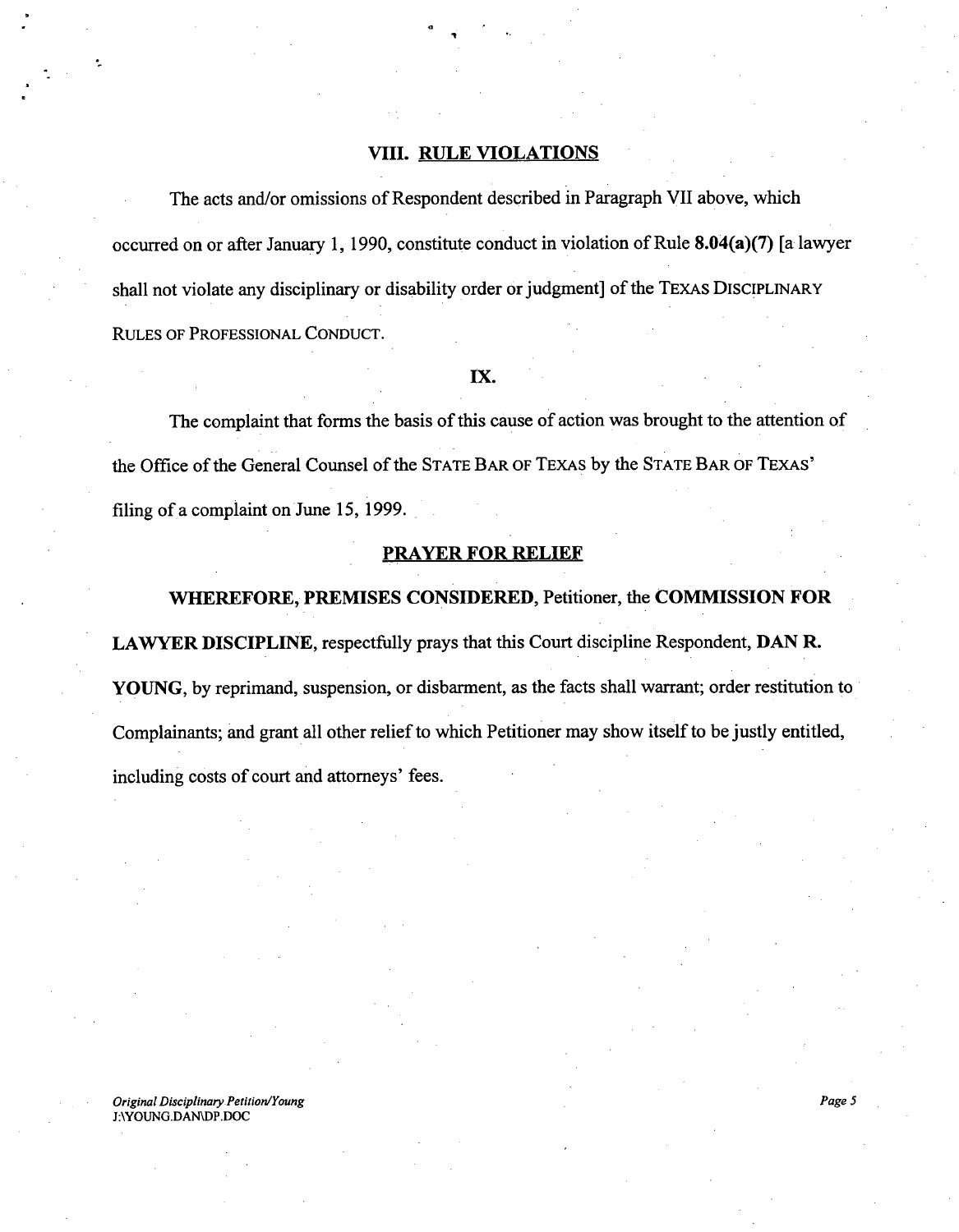## VIII. RULE VIOLATIONS

The acts and/or omissions of Respondent described in Paragraph VII above, which occurred on or after January 1, 1990, constitute conduct in violation of Rule **8.04(a)(7)** [a lawyer shall not violate any disciplinary or disability order or judgment] of the TEXAS DISCIPLINARY RULES OF PROFESSIONAL CONDUCT.

## IX.

The complaint that forms the basis of this cause of action was brought to the attention of the Office of the General Counsel of the STATE BAR OF TEXAS by the STATE BAR OF TEXAS' filing of a complaint on June 15, 1999.

## PRAYER FOR RELIEF

**WHEREFORE, PREMISES CONSIDERED**, Petitioner, the **COMMISSION FOR LAWYER DISCIPLINE**, respectfully prays that this Court discipline Respondent, **DAN R. YOUNG**, by reprimand, suspension, or disbarment, as the facts shall warrant; order restitution to Complainants; and grant all other relief to which Petitioner may show itself to be justly entitled, including costs of court and attorneys' fees.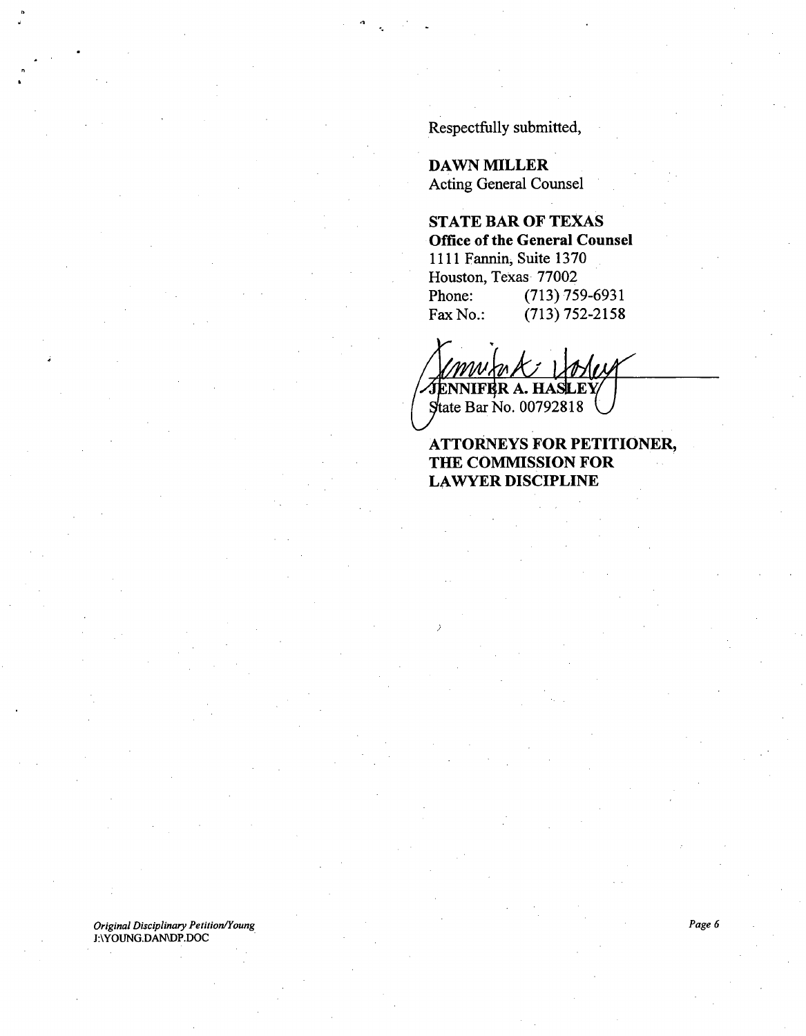Respectfully submitted,

**DAWN MILLER**
Acting General Counsel

**STATE BAR OF TEXAS**
**Office of the General Counsel**
1111 Fannin, Suite 1370
Houston, Texas 77002
Phone: (713) 759-6931
Fax No.: (713) 752-2158

**JENNIFER A. HASLEY**
State Bar No. 00792818

**ATTORNEYS FOR PETITIONER, THE COMMISSION FOR LAWYER DISCIPLINE**

*Original Disciplinary Petition/Young*
J:\YOUNG.DAN\DP.DOC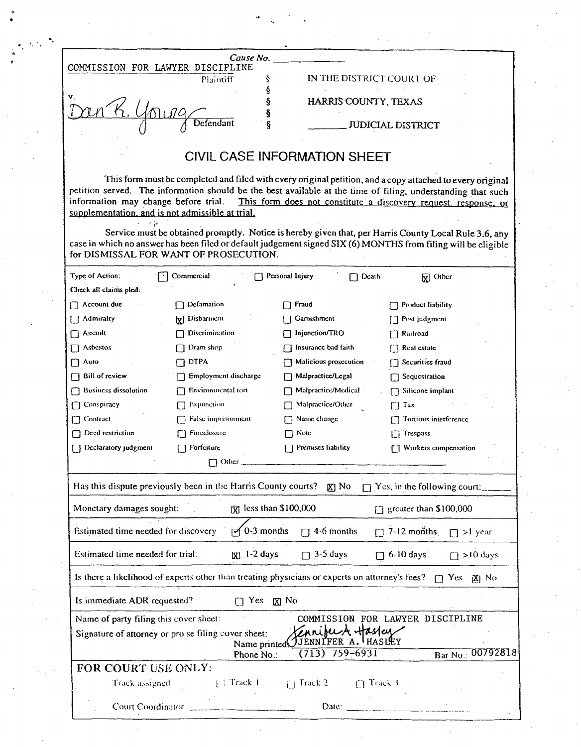Cause No. ______________

| | | |
|---|---|---|
| COMMISSION FOR LAWYER DISCIPLINE | § | IN THE DISTRICT COURT OF |
| Plaintiff | § | |
| v. | § | HARRIS COUNTY, TEXAS |
| Dan R. Young | § | |
| Defendant | § | _______ JUDICIAL DISTRICT |

## CIVIL CASE INFORMATION SHEET

This form must be completed and filed with every original petition, and a copy attached to every original petition served. The information should be the best available at the time of filing, understanding that such information may change before trial. <u>This form does not constitute a discovery request, response, or supplementation, and is not admissible at trial.</u>

Service must be obtained promptly. Notice is hereby given that, per Harris County Local Rule 3.6, any case in which no answer has been filed or default judgement signed SIX (6) MONTHS from filing will be eligible for DISMISSAL FOR WANT OF PROSECUTION.

Type of Action: ☐ Commercial ☐ Personal Injury ☐ Death ☒ Other

Check all claims pled:

| | | | |
|---|---|---|---|
| ☐ Account due | ☐ Defamation | ☐ Fraud | ☐ Product liability |
| ☐ Admiralty | ☒ Disbarment | ☐ Garnishment | ☐ Post judgment |
| ☐ Assault | ☐ Discrimination | ☐ Injunction/TRO | ☐ Railroad |
| ☐ Asbestos | ☐ Dram shop | ☐ Insurance bad faith | ☐ Real estate |
| ☐ Auto | ☐ DTPA | ☐ Malicious prosecution | ☐ Securities fraud |
| ☐ Bill of review | ☐ Employment discharge | ☐ Malpractice/Legal | ☐ Sequestration |
| ☐ Business dissolution | ☐ Environmental tort | ☐ Malpractice/Medical | ☐ Silicone implant |
| ☐ Conspiracy | ☐ Expunction | ☐ Malpractice/Other | ☐ Tax |
| ☐ Contract | ☐ False imprisonment | ☐ Name change | ☐ Tortious interference |
| ☐ Deed restriction | ☐ Foreclosure | ☐ Note | ☐ Trespass |
| ☐ Declaratory judgment | ☐ Forfeiture | ☐ Premises liability | ☐ Workers compensation |

☐ Other ______________________________

Has this dispute previously been in the Harris County courts? ☒ No ☐ Yes, in the following court:______

Monetary damages sought: ☒ less than $100,000 ☐ greater than $100,000

Estimated time needed for discovery ☒ 0-3 months ☐ 4-6 months ☐ 7-12 months ☐ >1 year

Estimated time needed for trial: ☒ 1-2 days ☐ 3-5 days ☐ 6-10 days ☐ >10 days

Is there a likelihood of experts other than treating physicians or experts on attorney's fees? ☐ Yes ☒ No

Is immediate ADR requested? ☐ Yes ☒ No

Name of party filing this cover sheet: COMMISSION FOR LAWYER DISCIPLINE

Signature of attorney or pro se filing cover sheet: Jennifer A. Hasley

Name printed: JENNIFER A. HASLEY

Phone No.: (713) 759-6931 Bar No.: 00792818

**FOR COURT USE ONLY:**

Track assigned: ☐ Track 1 ☐ Track 2 ☐ Track 3

Court Coordinator ______________ Date: ______________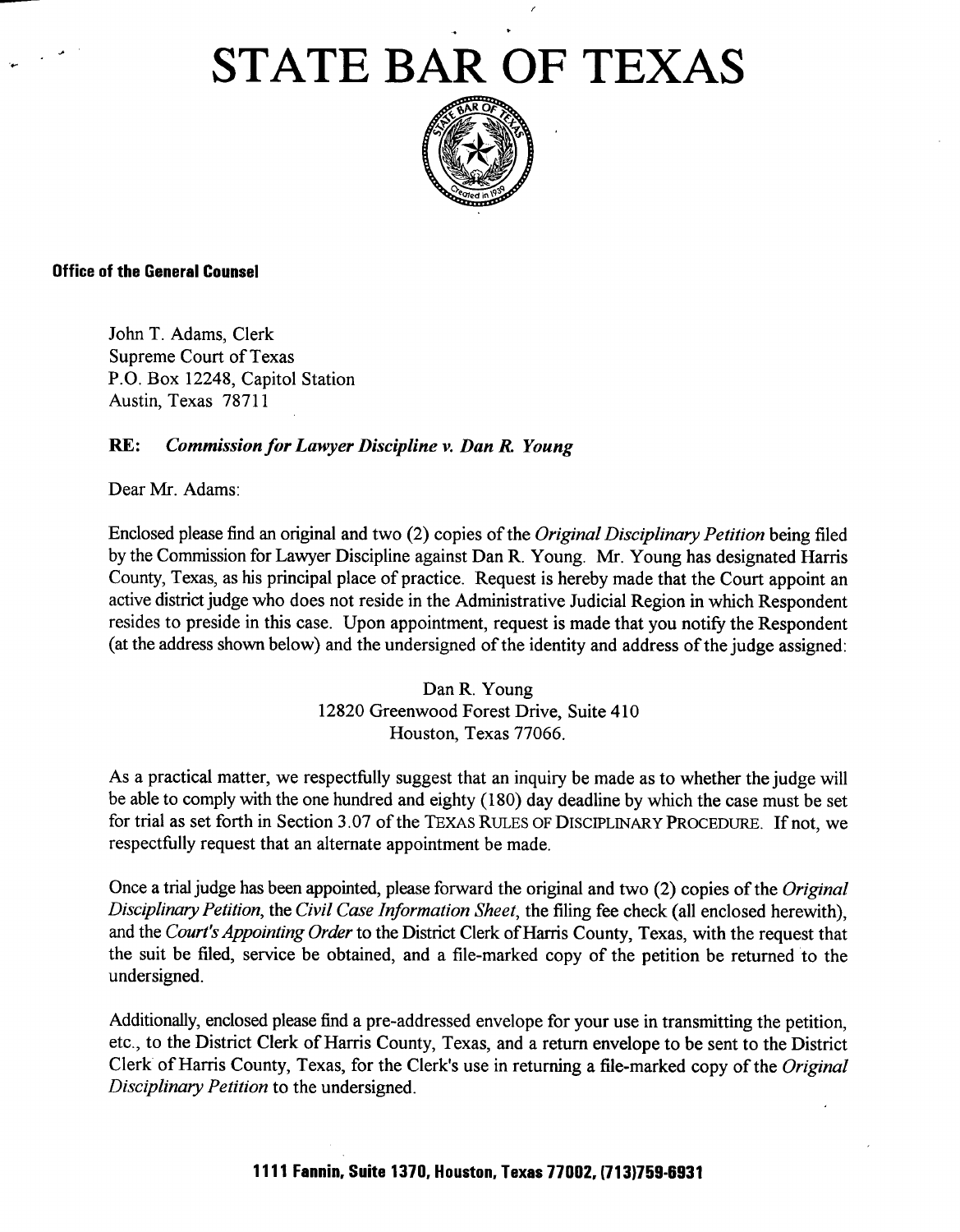# STATE BAR OF TEXAS

**Office of the General Counsel**

John T. Adams, Clerk
Supreme Court of Texas
P.O. Box 12248, Capitol Station
Austin, Texas 78711

**RE:** ***Commission for Lawyer Discipline v. Dan R. Young***

Dear Mr. Adams:

Enclosed please find an original and two (2) copies of the *Original Disciplinary Petition* being filed by the Commission for Lawyer Discipline against Dan R. Young. Mr. Young has designated Harris County, Texas, as his principal place of practice. Request is hereby made that the Court appoint an active district judge who does not reside in the Administrative Judicial Region in which Respondent resides to preside in this case. Upon appointment, request is made that you notify the Respondent (at the address shown below) and the undersigned of the identity and address of the judge assigned:

Dan R. Young
12820 Greenwood Forest Drive, Suite 410
Houston, Texas 77066.

As a practical matter, we respectfully suggest that an inquiry be made as to whether the judge will be able to comply with the one hundred and eighty (180) day deadline by which the case must be set for trial as set forth in Section 3.07 of the TEXAS RULES OF DISCIPLINARY PROCEDURE. If not, we respectfully request that an alternate appointment be made.

Once a trial judge has been appointed, please forward the original and two (2) copies of the *Original Disciplinary Petition*, the *Civil Case Information Sheet*, the filing fee check (all enclosed herewith), and the *Court's Appointing Order* to the District Clerk of Harris County, Texas, with the request that the suit be filed, service be obtained, and a file-marked copy of the petition be returned to the undersigned.

Additionally, enclosed please find a pre-addressed envelope for your use in transmitting the petition, etc., to the District Clerk of Harris County, Texas, and a return envelope to be sent to the District Clerk of Harris County, Texas, for the Clerk's use in returning a file-marked copy of the *Original Disciplinary Petition* to the undersigned.

**1111 Fannin, Suite 1370, Houston, Texas 77002, (713)759-6931**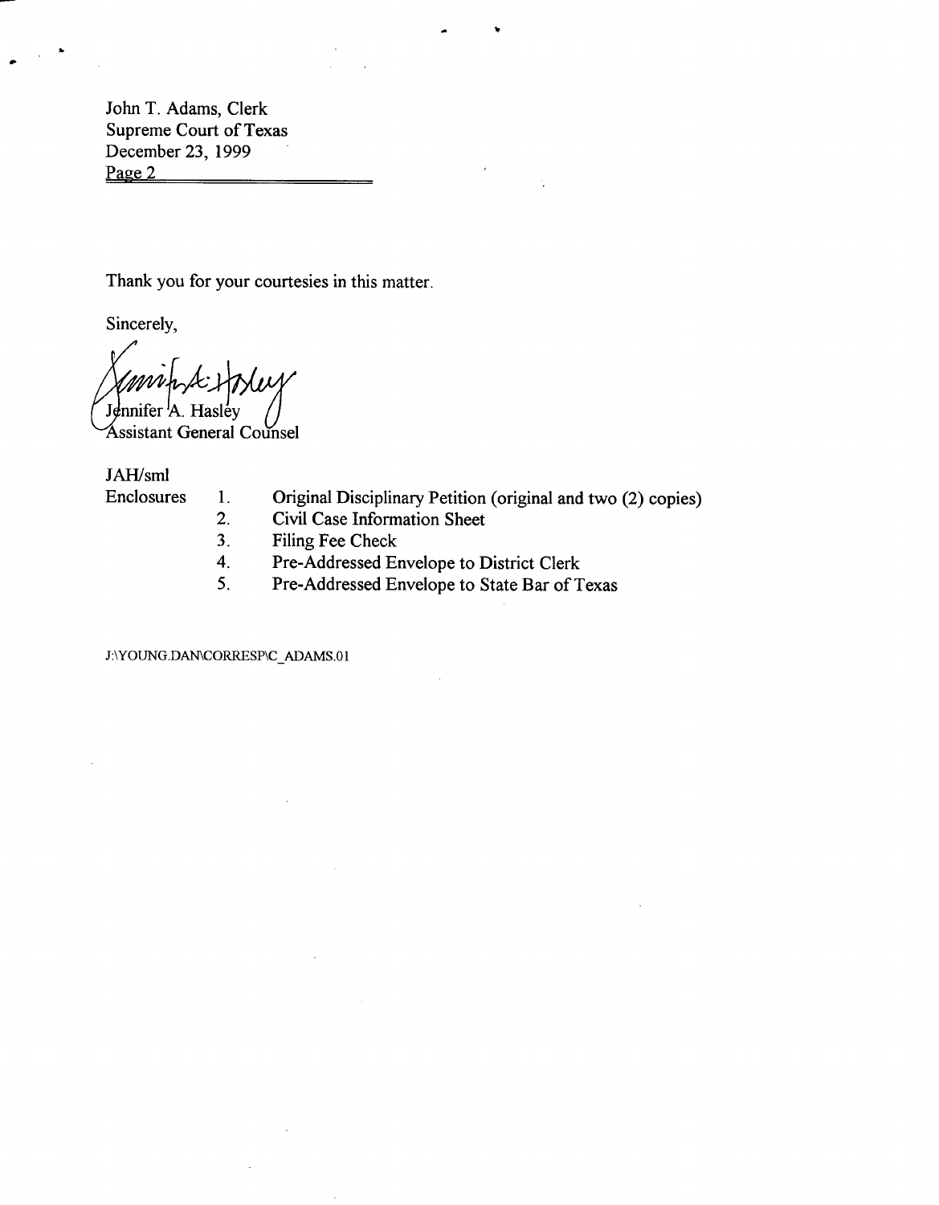John T. Adams, Clerk
Supreme Court of Texas
December 23, 1999
Page 2

Thank you for your courtesies in this matter.

Sincerely,

Jennifer A. Hasley
Assistant General Counsel

JAH/sml

Enclosures

1. Original Disciplinary Petition (original and two (2) copies)
2. Civil Case Information Sheet
3. Filing Fee Check
4. Pre-Addressed Envelope to District Clerk
5. Pre-Addressed Envelope to State Bar of Texas

J:\YOUNG.DAN\CORRESP\C_ADAMS.01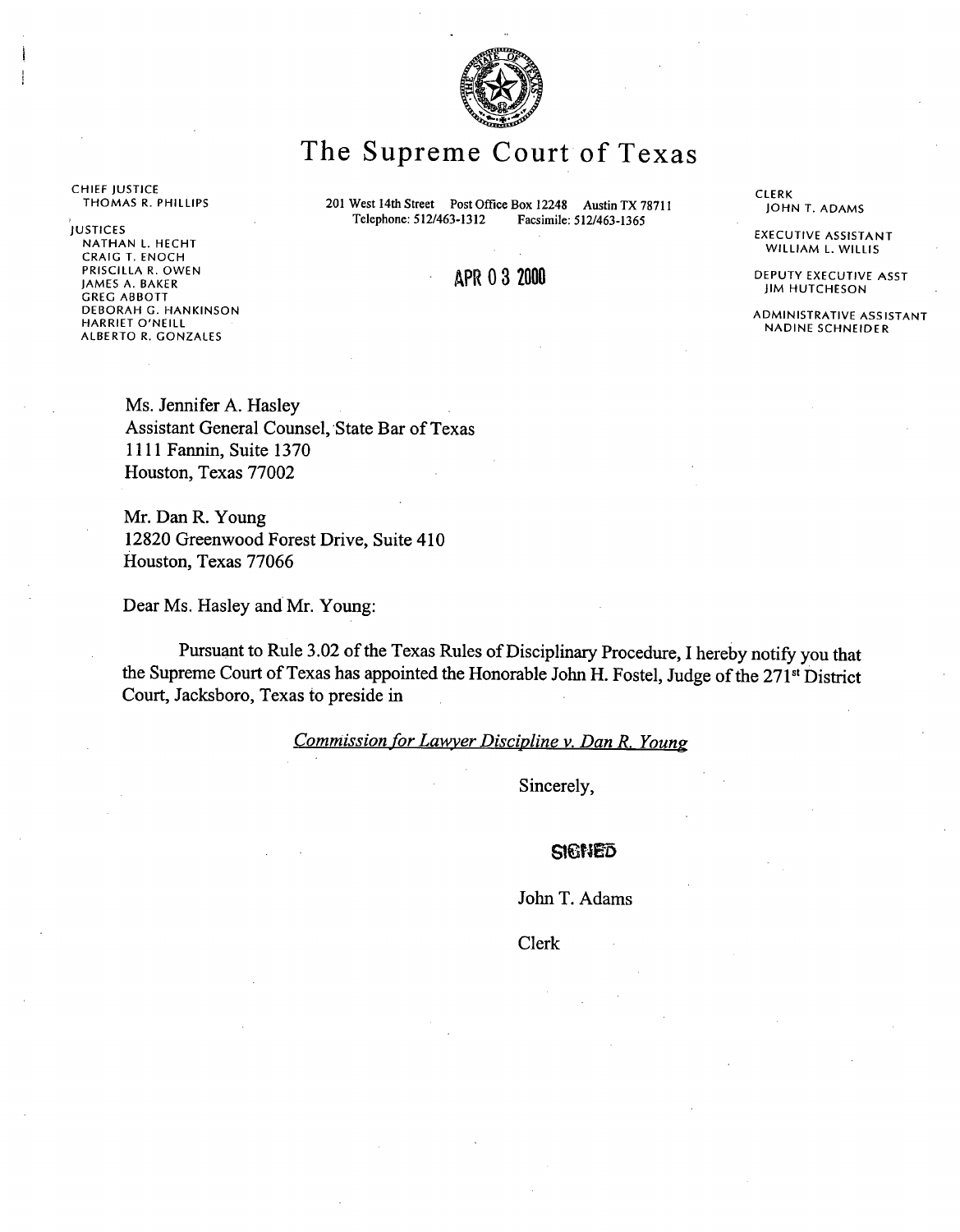# The Supreme Court of Texas

CHIEF JUSTICE
THOMAS R. PHILLIPS

JUSTICES
NATHAN L. HECHT
CRAIG T. ENOCH
PRISCILLA R. OWEN
JAMES A. BAKER
GREG ABBOTT
DEBORAH G. HANKINSON
HARRIET O'NEILL
ALBERTO R. GONZALES

201 West 14th Street Post Office Box 12248 Austin TX 78711
Telephone: 512/463-1312 Facsimile: 512/463-1365

CLERK
JOHN T. ADAMS

EXECUTIVE ASSISTANT
WILLIAM L. WILLIS

DEPUTY EXECUTIVE ASST
JIM HUTCHESON

ADMINISTRATIVE ASSISTANT
NADINE SCHNEIDER

APR 03 2000

Ms. Jennifer A. Hasley
Assistant General Counsel, State Bar of Texas
1111 Fannin, Suite 1370
Houston, Texas 77002

Mr. Dan R. Young
12820 Greenwood Forest Drive, Suite 410
Houston, Texas 77066

Dear Ms. Hasley and Mr. Young:

Pursuant to Rule 3.02 of the Texas Rules of Disciplinary Procedure, I hereby notify you that the Supreme Court of Texas has appointed the Honorable John H. Fostel, Judge of the 271st District Court, Jacksboro, Texas to preside in

*Commission for Lawyer Discipline v. Dan R. Young*

Sincerely,

SIGNED

John T. Adams

Clerk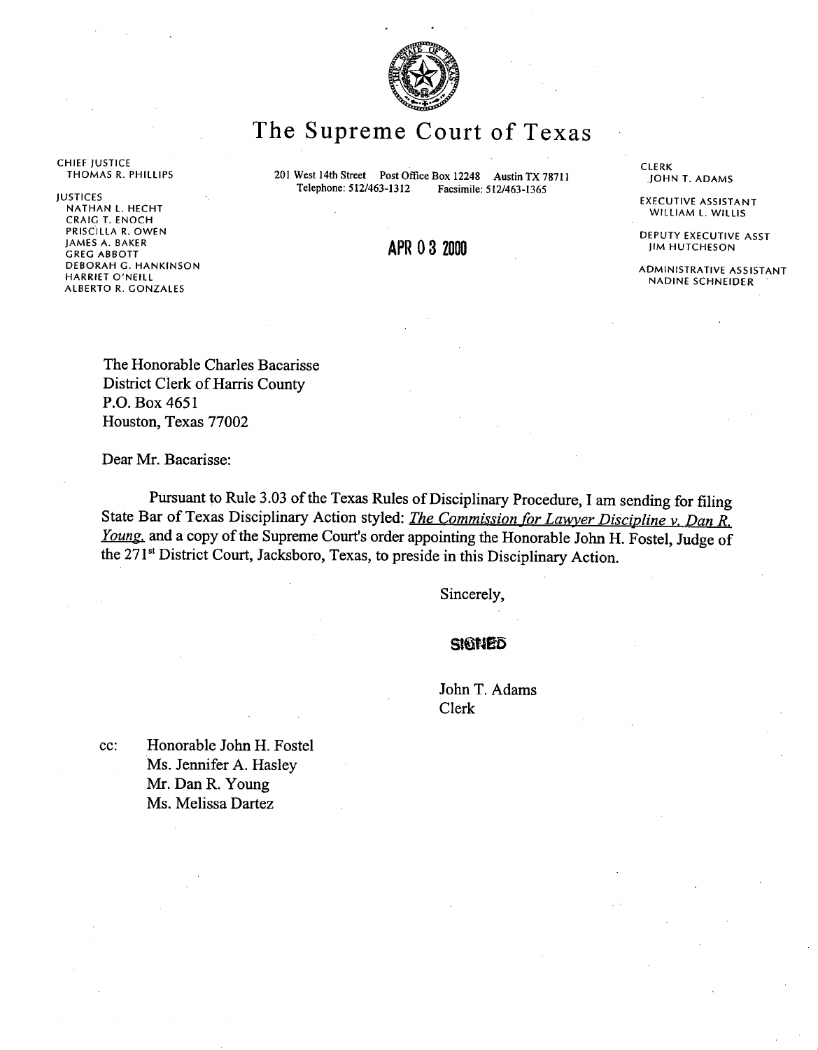# The Supreme Court of Texas

CHIEF JUSTICE
THOMAS R. PHILLIPS

JUSTICES
NATHAN L. HECHT
CRAIG T. ENOCH
PRISCILLA R. OWEN
JAMES A. BAKER
GREG ABBOTT
DEBORAH G. HANKINSON
HARRIET O'NEILL
ALBERTO R. GONZALES

201 West 14th Street Post Office Box 12248 Austin TX 78711
Telephone: 512/463-1312 Facsimile: 512/463-1365

CLERK
JOHN T. ADAMS

EXECUTIVE ASSISTANT
WILLIAM L. WILLIS

DEPUTY EXECUTIVE ASST
JIM HUTCHESON

ADMINISTRATIVE ASSISTANT
NADINE SCHNEIDER

**APR 03 2000**

The Honorable Charles Bacarisse
District Clerk of Harris County
P.O. Box 4651
Houston, Texas 77002

Dear Mr. Bacarisse:

Pursuant to Rule 3.03 of the Texas Rules of Disciplinary Procedure, I am sending for filing State Bar of Texas Disciplinary Action styled: *The Commission for Lawyer Discipline v. Dan R. Young*, and a copy of the Supreme Court's order appointing the Honorable John H. Fostel, Judge of the 271st District Court, Jacksboro, Texas, to preside in this Disciplinary Action.

Sincerely,

SIGNED

John T. Adams
Clerk

cc: Honorable John H. Fostel
Ms. Jennifer A. Hasley
Mr. Dan R. Young
Ms. Melissa Dartez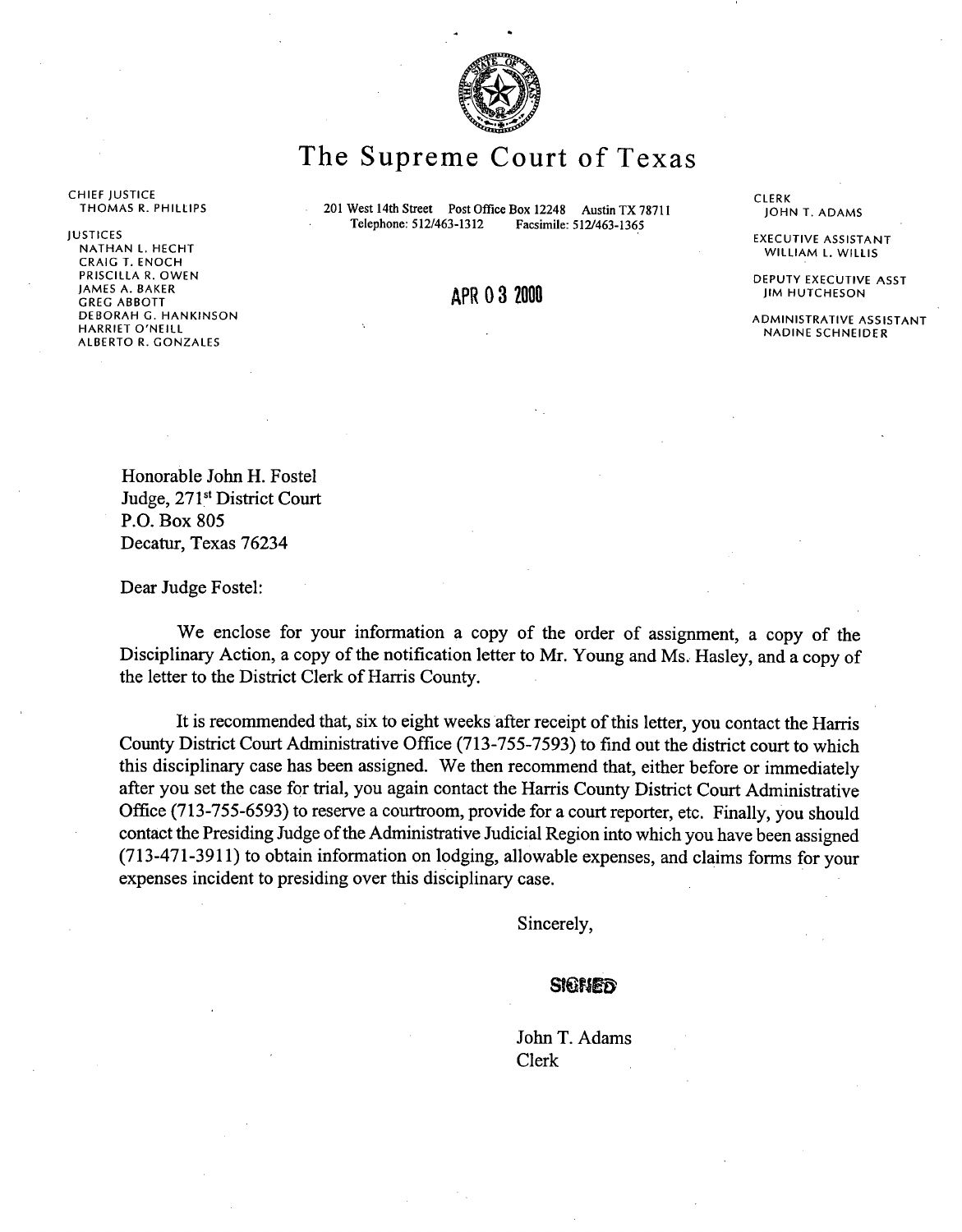# The Supreme Court of Texas

CHIEF JUSTICE
THOMAS R. PHILLIPS

JUSTICES
NATHAN L. HECHT
CRAIG T. ENOCH
PRISCILLA R. OWEN
JAMES A. BAKER
GREG ABBOTT
DEBORAH G. HANKINSON
HARRIET O'NEILL
ALBERTO R. GONZALES

201 West 14th Street Post Office Box 12248 Austin TX 78711
Telephone: 512/463-1312 Facsimile: 512/463-1365

CLERK
JOHN T. ADAMS

EXECUTIVE ASSISTANT
WILLIAM L. WILLIS

DEPUTY EXECUTIVE ASST
JIM HUTCHESON

ADMINISTRATIVE ASSISTANT
NADINE SCHNEIDER

APR 03 2000

Honorable John H. Fostel
Judge, 271st District Court
P.O. Box 805
Decatur, Texas 76234

Dear Judge Fostel:

We enclose for your information a copy of the order of assignment, a copy of the Disciplinary Action, a copy of the notification letter to Mr. Young and Ms. Hasley, and a copy of the letter to the District Clerk of Harris County.

It is recommended that, six to eight weeks after receipt of this letter, you contact the Harris County District Court Administrative Office (713-755-7593) to find out the district court to which this disciplinary case has been assigned. We then recommend that, either before or immediately after you set the case for trial, you again contact the Harris County District Court Administrative Office (713-755-6593) to reserve a courtroom, provide for a court reporter, etc. Finally, you should contact the Presiding Judge of the Administrative Judicial Region into which you have been assigned (713-471-3911) to obtain information on lodging, allowable expenses, and claims forms for your expenses incident to presiding over this disciplinary case.

Sincerely,

SIGNED

John T. Adams
Clerk